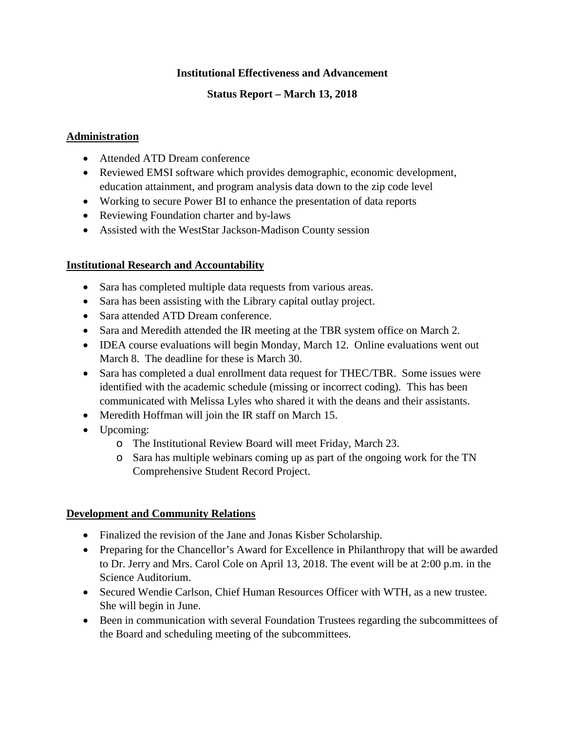# Institutional Effectiveness and Advancement

## Status Report – March 13, 2018

### Administration

- Attended ATD Dream conference
- Reviewed EMSI software which provides demographic, economic development, education attainment, and program analysis data down to the zip code level
- Working to secure Power BI to enhance the presentation of data reports
- Reviewing Foundation charter and by-laws
- Assisted with the WestStar Jackson-Madison County session

### Institutional Research and Accountability

- Sara has completed multiple data requests from various areas.
- Sara has been assisting with the Library capital outlay project.
- Sara attended ATD Dream conference.
- Sara and Meredith attended the IR meeting at the TBR system office on March 2.
- IDEA course evaluations will begin Monday, March 12. Online evaluations went out March 8. The deadline for these is March 30.
- Sara has completed a dual enrollment data request for THEC/TBR. Some issues were identified with the academic schedule (missing or incorrect coding). This has been communicated with Melissa Lyles who shared it with the deans and their assistants.
- Meredith Hoffman will join the IR staff on March 15.
- Upcoming:
    - The Institutional Review Board will meet Friday, March 23.
    - Sara has multiple webinars coming up as part of the ongoing work for the TN Comprehensive Student Record Project.

### Development and Community Relations

- Finalized the revision of the Jane and Jonas Kisber Scholarship.
- Preparing for the Chancellor's Award for Excellence in Philanthropy that will be awarded to Dr. Jerry and Mrs. Carol Cole on April 13, 2018. The event will be at 2:00 p.m. in the Science Auditorium.
- Secured Wendie Carlson, Chief Human Resources Officer with WTH, as a new trustee. She will begin in June.
- Been in communication with several Foundation Trustees regarding the subcommittees of the Board and scheduling meeting of the subcommittees.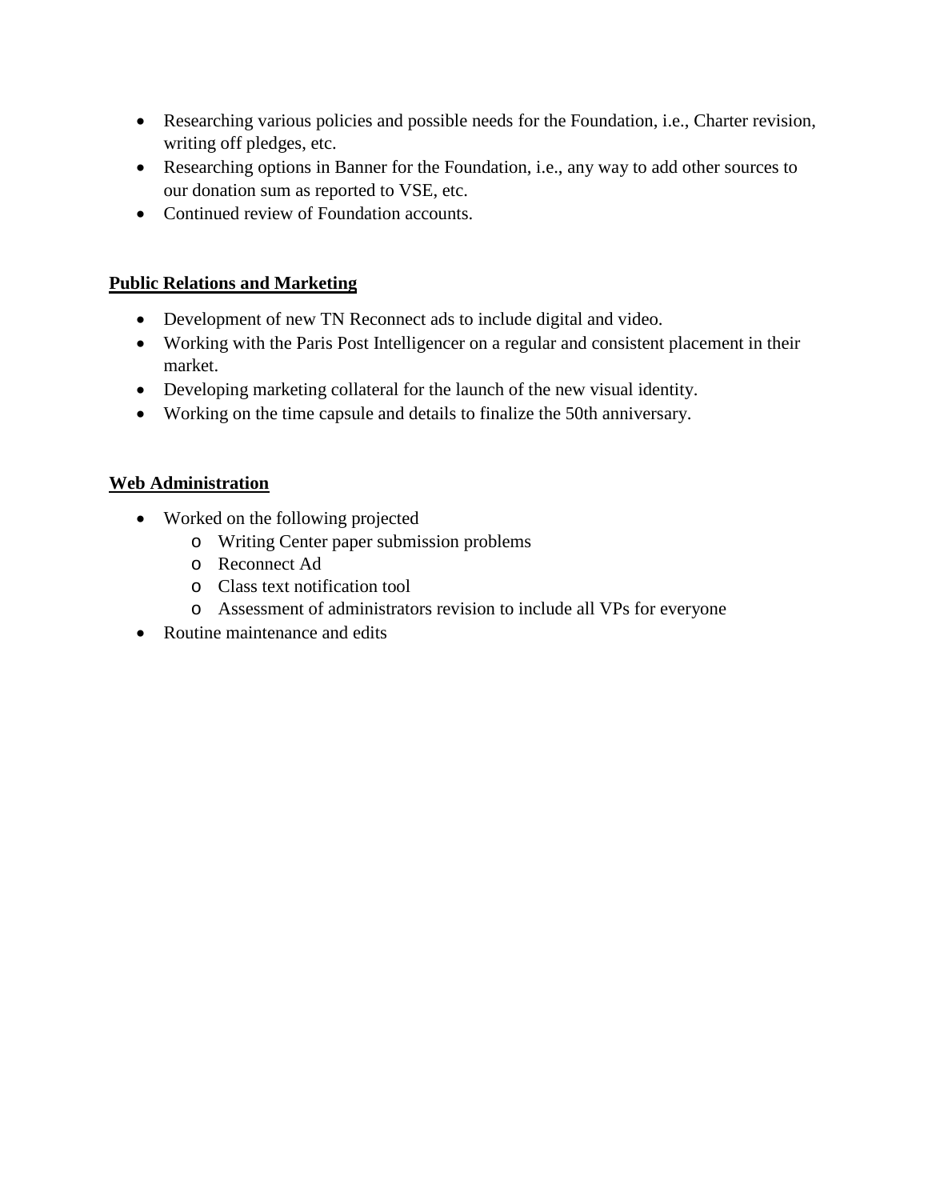- Researching various policies and possible needs for the Foundation, i.e., Charter revision, writing off pledges, etc.
- Researching options in Banner for the Foundation, i.e., any way to add other sources to our donation sum as reported to VSE, etc.
- Continued review of Foundation accounts.

**Public Relations and Marketing**

- Development of new TN Reconnect ads to include digital and video.
- Working with the Paris Post Intelligencer on a regular and consistent placement in their market.
- Developing marketing collateral for the launch of the new visual identity.
- Working on the time capsule and details to finalize the 50th anniversary.

**Web Administration**

- Worked on the following projected
  - Writing Center paper submission problems
  - Reconnect Ad
  - Class text notification tool
  - Assessment of administrators revision to include all VPs for everyone
- Routine maintenance and edits